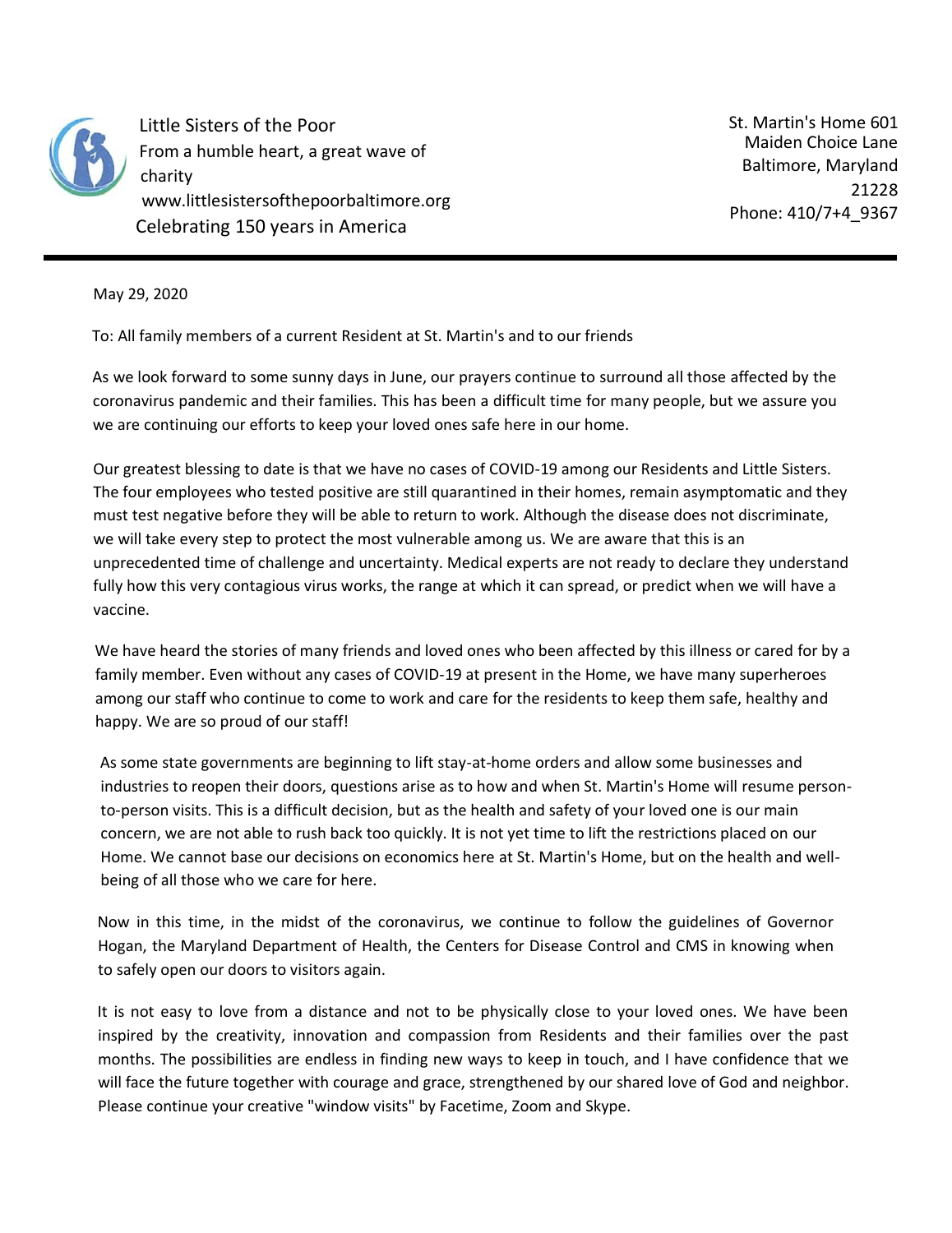Little Sisters of the Poor
From a humble heart, a great wave of charity
www.littlesistersofthepoorbaltimore.org
Celebrating 150 years in America

St. Martin's Home 601 Maiden Choice Lane
Baltimore, Maryland 21228
Phone: 410/7+4_9367

---

May 29, 2020

To: All family members of a current Resident at St. Martin's and to our friends

As we look forward to some sunny days in June, our prayers continue to surround all those affected by the coronavirus pandemic and their families. This has been a difficult time for many people, but we assure you we are continuing our efforts to keep your loved ones safe here in our home.

Our greatest blessing to date is that we have no cases of COVID-19 among our Residents and Little Sisters. The four employees who tested positive are still quarantined in their homes, remain asymptomatic and they must test negative before they will be able to return to work. Although the disease does not discriminate, we will take every step to protect the most vulnerable among us. We are aware that this is an unprecedented time of challenge and uncertainty. Medical experts are not ready to declare they understand fully how this very contagious virus works, the range at which it can spread, or predict when we will have a vaccine.

We have heard the stories of many friends and loved ones who been affected by this illness or cared for by a family member. Even without any cases of COVID-19 at present in the Home, we have many superheroes among our staff who continue to come to work and care for the residents to keep them safe, healthy and happy. We are so proud of our staff!

As some state governments are beginning to lift stay-at-home orders and allow some businesses and industries to reopen their doors, questions arise as to how and when St. Martin's Home will resume person-to-person visits. This is a difficult decision, but as the health and safety of your loved one is our main concern, we are not able to rush back too quickly. It is not yet time to lift the restrictions placed on our Home. We cannot base our decisions on economics here at St. Martin's Home, but on the health and well-being of all those who we care for here.

Now in this time, in the midst of the coronavirus, we continue to follow the guidelines of Governor Hogan, the Maryland Department of Health, the Centers for Disease Control and CMS in knowing when to safely open our doors to visitors again.

It is not easy to love from a distance and not to be physically close to your loved ones. We have been inspired by the creativity, innovation and compassion from Residents and their families over the past months. The possibilities are endless in finding new ways to keep in touch, and I have confidence that we will face the future together with courage and grace, strengthened by our shared love of God and neighbor. Please continue your creative "window visits" by Facetime, Zoom and Skype.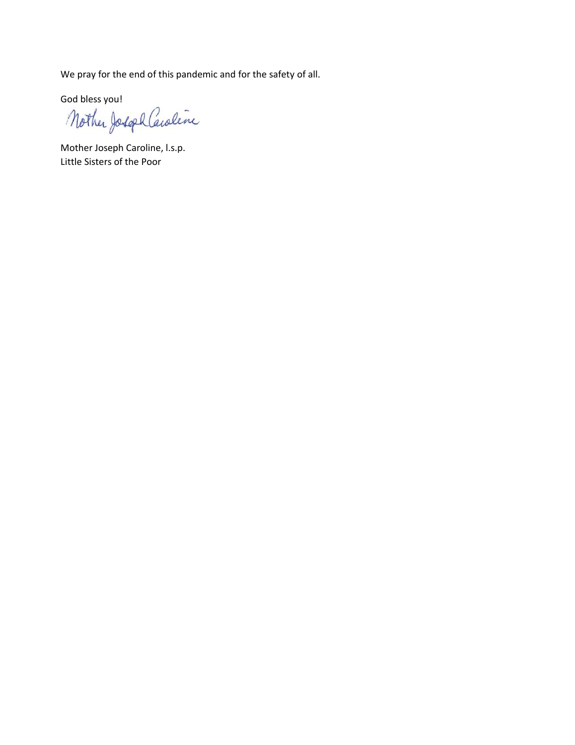We pray for the end of this pandemic and for the safety of all.

God bless you!

Mother Joseph Caroline

Mother Joseph Caroline, l.s.p.
Little Sisters of the Poor